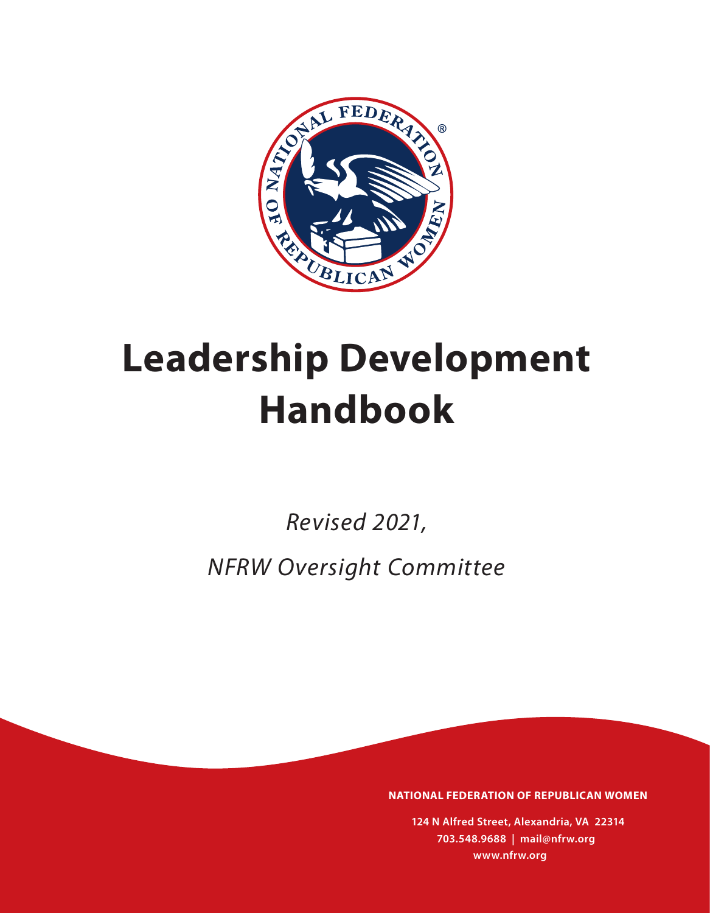# Leadership Development Handbook

*Revised 2021,*

*NFRW Oversight Committee*

**NATIONAL FEDERATION OF REPUBLICAN WOMEN**

**124 N Alfred Street, Alexandria, VA 22314**
**703.548.9688 | mail@nfrw.org**
**www.nfrw.org**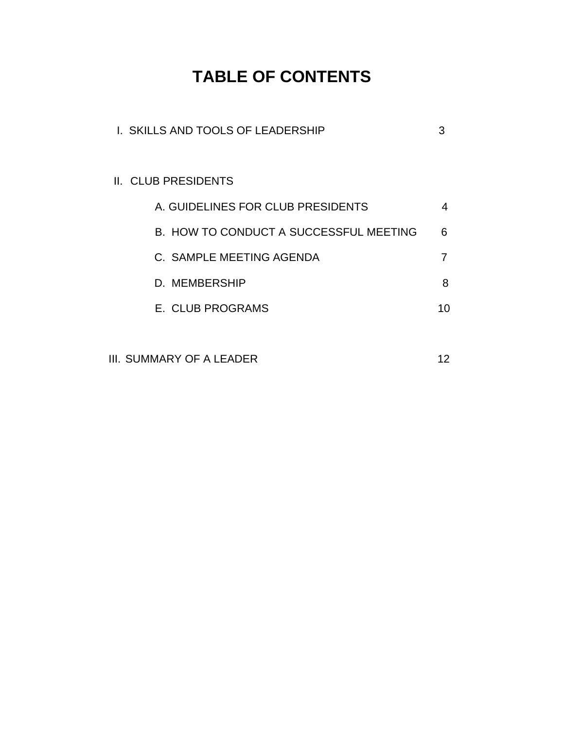# TABLE OF CONTENTS

| | |
|---|---|
| I. SKILLS AND TOOLS OF LEADERSHIP | 3 |
| II. CLUB PRESIDENTS | |
| A. GUIDELINES FOR CLUB PRESIDENTS | 4 |
| B. HOW TO CONDUCT A SUCCESSFUL MEETING | 6 |
| C. SAMPLE MEETING AGENDA | 7 |
| D. MEMBERSHIP | 8 |
| E. CLUB PROGRAMS | 10 |
| III. SUMMARY OF A LEADER | 12 |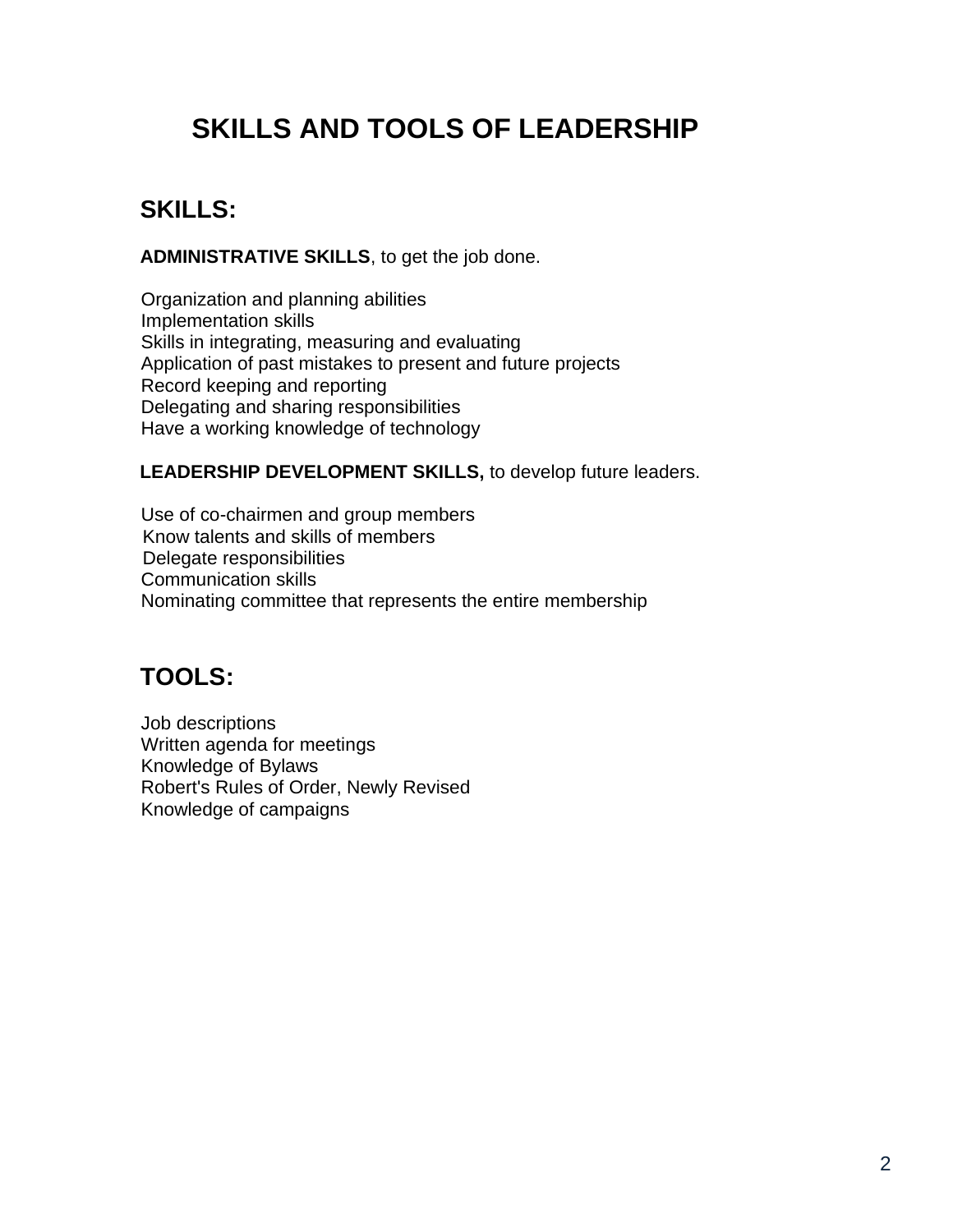# SKILLS AND TOOLS OF LEADERSHIP

## SKILLS:

**ADMINISTRATIVE SKILLS**, to get the job done.

Organization and planning abilities
Implementation skills
Skills in integrating, measuring and evaluating
Application of past mistakes to present and future projects
Record keeping and reporting
Delegating and sharing responsibilities
Have a working knowledge of technology

**LEADERSHIP DEVELOPMENT SKILLS,** to develop future leaders.

Use of co-chairmen and group members
Know talents and skills of members
Delegate responsibilities
Communication skills
Nominating committee that represents the entire membership

## TOOLS:

Job descriptions
Written agenda for meetings
Knowledge of Bylaws
Robert's Rules of Order, Newly Revised
Knowledge of campaigns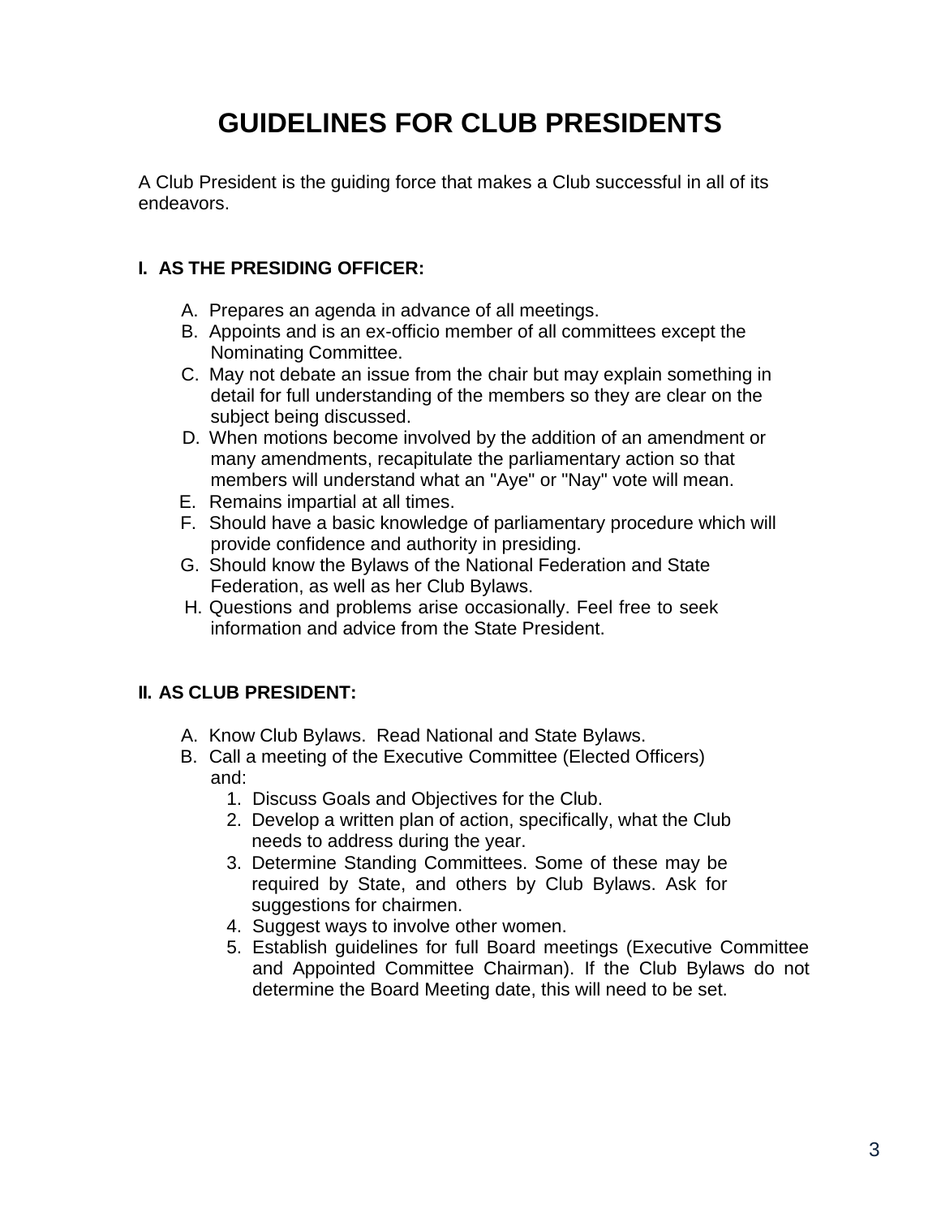# GUIDELINES FOR CLUB PRESIDENTS

A Club President is the guiding force that makes a Club successful in all of its endeavors.

## I. AS THE PRESIDING OFFICER:

A. Prepares an agenda in advance of all meetings.
B. Appoints and is an ex-officio member of all committees except the Nominating Committee.
C. May not debate an issue from the chair but may explain something in detail for full understanding of the members so they are clear on the subject being discussed.
D. When motions become involved by the addition of an amendment or many amendments, recapitulate the parliamentary action so that members will understand what an "Aye" or "Nay" vote will mean.
E. Remains impartial at all times.
F. Should have a basic knowledge of parliamentary procedure which will provide confidence and authority in presiding.
G. Should know the Bylaws of the National Federation and State Federation, as well as her Club Bylaws.
H. Questions and problems arise occasionally. Feel free to seek information and advice from the State President.

## II. AS CLUB PRESIDENT:

A. Know Club Bylaws. Read National and State Bylaws.
B. Call a meeting of the Executive Committee (Elected Officers) and:
   1. Discuss Goals and Objectives for the Club.
   2. Develop a written plan of action, specifically, what the Club needs to address during the year.
   3. Determine Standing Committees. Some of these may be required by State, and others by Club Bylaws. Ask for suggestions for chairmen.
   4. Suggest ways to involve other women.
   5. Establish guidelines for full Board meetings (Executive Committee and Appointed Committee Chairman). If the Club Bylaws do not determine the Board Meeting date, this will need to be set.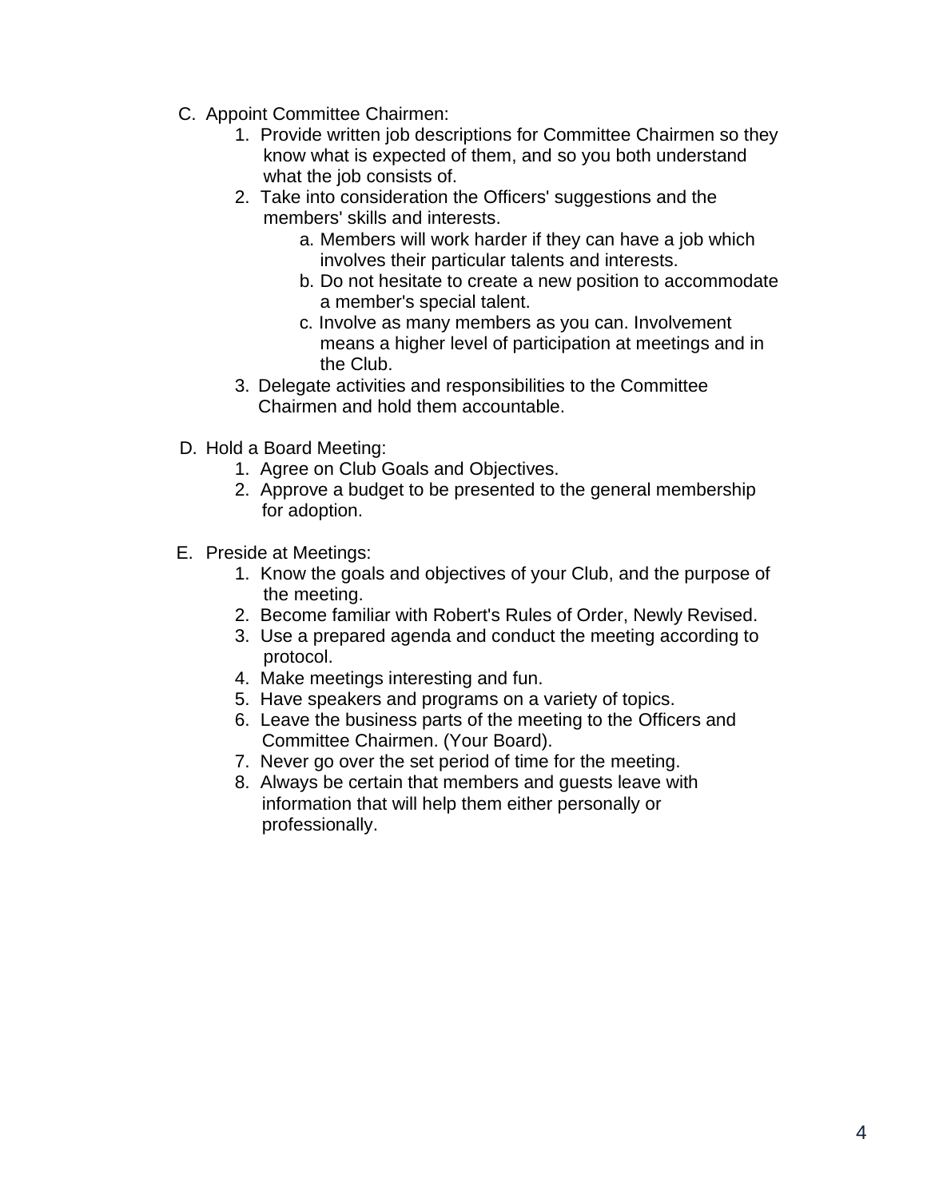C. Appoint Committee Chairmen:
   1. Provide written job descriptions for Committee Chairmen so they know what is expected of them, and so you both understand what the job consists of.
   2. Take into consideration the Officers' suggestions and the members' skills and interests.
      a. Members will work harder if they can have a job which involves their particular talents and interests.
      b. Do not hesitate to create a new position to accommodate a member's special talent.
      c. Involve as many members as you can. Involvement means a higher level of participation at meetings and in the Club.
   3. Delegate activities and responsibilities to the Committee Chairmen and hold them accountable.

D. Hold a Board Meeting:
   1. Agree on Club Goals and Objectives.
   2. Approve a budget to be presented to the general membership for adoption.

E. Preside at Meetings:
   1. Know the goals and objectives of your Club, and the purpose of the meeting.
   2. Become familiar with Robert's Rules of Order, Newly Revised.
   3. Use a prepared agenda and conduct the meeting according to protocol.
   4. Make meetings interesting and fun.
   5. Have speakers and programs on a variety of topics.
   6. Leave the business parts of the meeting to the Officers and Committee Chairmen. (Your Board).
   7. Never go over the set period of time for the meeting.
   8. Always be certain that members and guests leave with information that will help them either personally or professionally.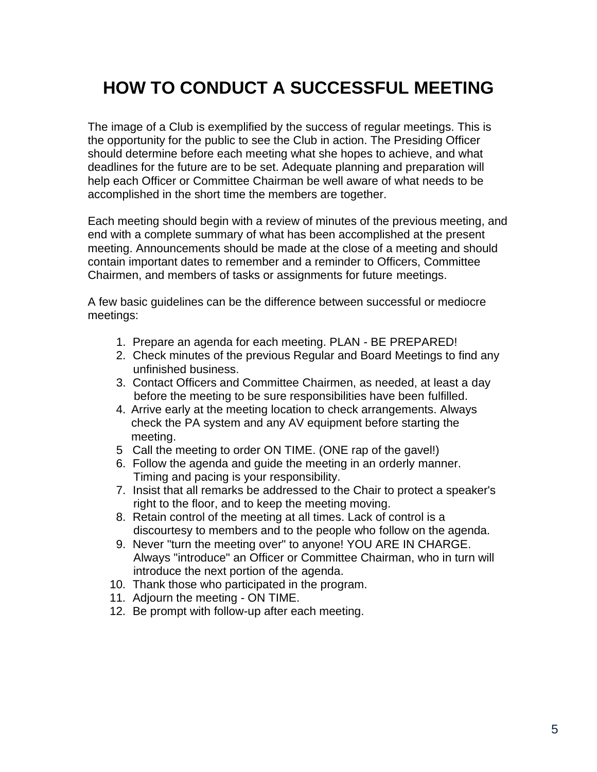# HOW TO CONDUCT A SUCCESSFUL MEETING

The image of a Club is exemplified by the success of regular meetings. This is the opportunity for the public to see the Club in action. The Presiding Officer should determine before each meeting what she hopes to achieve, and what deadlines for the future are to be set. Adequate planning and preparation will help each Officer or Committee Chairman be well aware of what needs to be accomplished in the short time the members are together.

Each meeting should begin with a review of minutes of the previous meeting, and end with a complete summary of what has been accomplished at the present meeting. Announcements should be made at the close of a meeting and should contain important dates to remember and a reminder to Officers, Committee Chairmen, and members of tasks or assignments for future meetings.

A few basic guidelines can be the difference between successful or mediocre meetings:

1. Prepare an agenda for each meeting. PLAN - BE PREPARED!
2. Check minutes of the previous Regular and Board Meetings to find any unfinished business.
3. Contact Officers and Committee Chairmen, as needed, at least a day before the meeting to be sure responsibilities have been fulfilled.
4. Arrive early at the meeting location to check arrangements. Always check the PA system and any AV equipment before starting the meeting.
5. Call the meeting to order ON TIME. (ONE rap of the gavel!)
6. Follow the agenda and guide the meeting in an orderly manner. Timing and pacing is your responsibility.
7. Insist that all remarks be addressed to the Chair to protect a speaker's right to the floor, and to keep the meeting moving.
8. Retain control of the meeting at all times. Lack of control is a discourtesy to members and to the people who follow on the agenda.
9. Never "turn the meeting over" to anyone! YOU ARE IN CHARGE. Always "introduce" an Officer or Committee Chairman, who in turn will introduce the next portion of the agenda.
10. Thank those who participated in the program.
11. Adjourn the meeting - ON TIME.
12. Be prompt with follow-up after each meeting.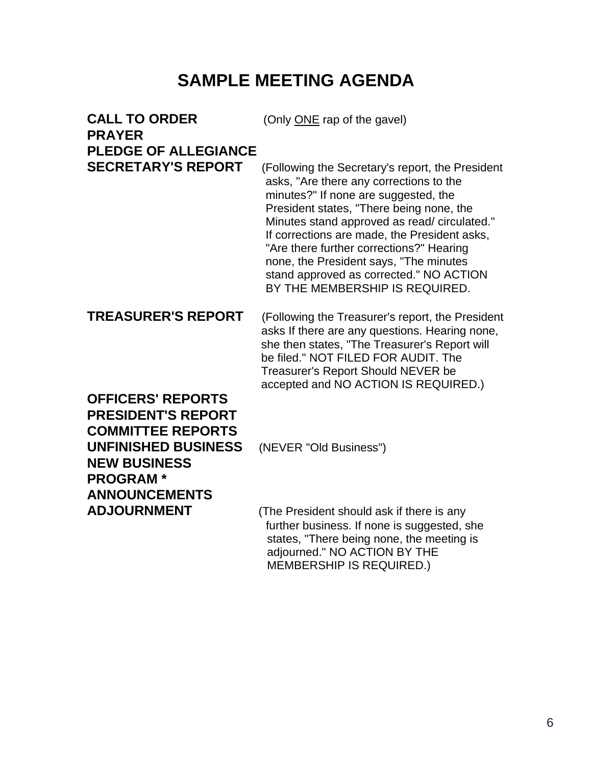# SAMPLE MEETING AGENDA

**CALL TO ORDER** (Only <u>ONE</u> rap of the gavel)

**PRAYER**

**PLEDGE OF ALLEGIANCE**

**SECRETARY'S REPORT** (Following the Secretary's report, the President asks, "Are there any corrections to the minutes?" If none are suggested, the President states, "There being none, the Minutes stand approved as read/ circulated." If corrections are made, the President asks, "Are there further corrections?" Hearing none, the President says, "The minutes stand approved as corrected." NO ACTION BY THE MEMBERSHIP IS REQUIRED.

**TREASURER'S REPORT** (Following the Treasurer's report, the President asks If there are any questions. Hearing none, she then states, "The Treasurer's Report will be filed." NOT FILED FOR AUDIT. The Treasurer's Report Should NEVER be accepted and NO ACTION IS REQUIRED.)

**OFFICERS' REPORTS**

**PRESIDENT'S REPORT**

**COMMITTEE REPORTS**

**UNFINISHED BUSINESS** (NEVER "Old Business")

**NEW BUSINESS**

**PROGRAM ***

**ANNOUNCEMENTS**

**ADJOURNMENT** (The President should ask if there is any further business. If none is suggested, she states, "There being none, the meeting is adjourned." NO ACTION BY THE MEMBERSHIP IS REQUIRED.)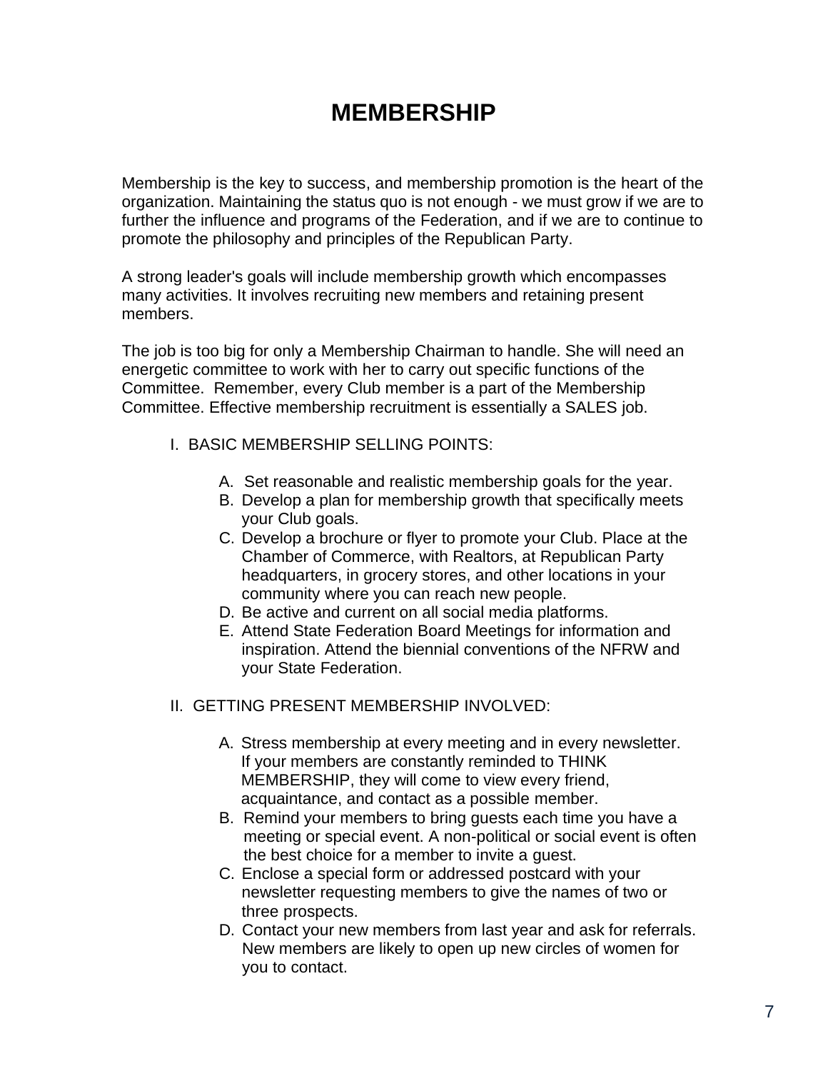# MEMBERSHIP

Membership is the key to success, and membership promotion is the heart of the organization. Maintaining the status quo is not enough - we must grow if we are to further the influence and programs of the Federation, and if we are to continue to promote the philosophy and principles of the Republican Party.

A strong leader's goals will include membership growth which encompasses many activities. It involves recruiting new members and retaining present members.

The job is too big for only a Membership Chairman to handle. She will need an energetic committee to work with her to carry out specific functions of the Committee. Remember, every Club member is a part of the Membership Committee. Effective membership recruitment is essentially a SALES job.

I. BASIC MEMBERSHIP SELLING POINTS:

A. Set reasonable and realistic membership goals for the year.
B. Develop a plan for membership growth that specifically meets your Club goals.
C. Develop a brochure or flyer to promote your Club. Place at the Chamber of Commerce, with Realtors, at Republican Party headquarters, in grocery stores, and other locations in your community where you can reach new people.
D. Be active and current on all social media platforms.
E. Attend State Federation Board Meetings for information and inspiration. Attend the biennial conventions of the NFRW and your State Federation.

II. GETTING PRESENT MEMBERSHIP INVOLVED:

A. Stress membership at every meeting and in every newsletter. If your members are constantly reminded to THINK MEMBERSHIP, they will come to view every friend, acquaintance, and contact as a possible member.
B. Remind your members to bring guests each time you have a meeting or special event. A non-political or social event is often the best choice for a member to invite a guest.
C. Enclose a special form or addressed postcard with your newsletter requesting members to give the names of two or three prospects.
D. Contact your new members from last year and ask for referrals. New members are likely to open up new circles of women for you to contact.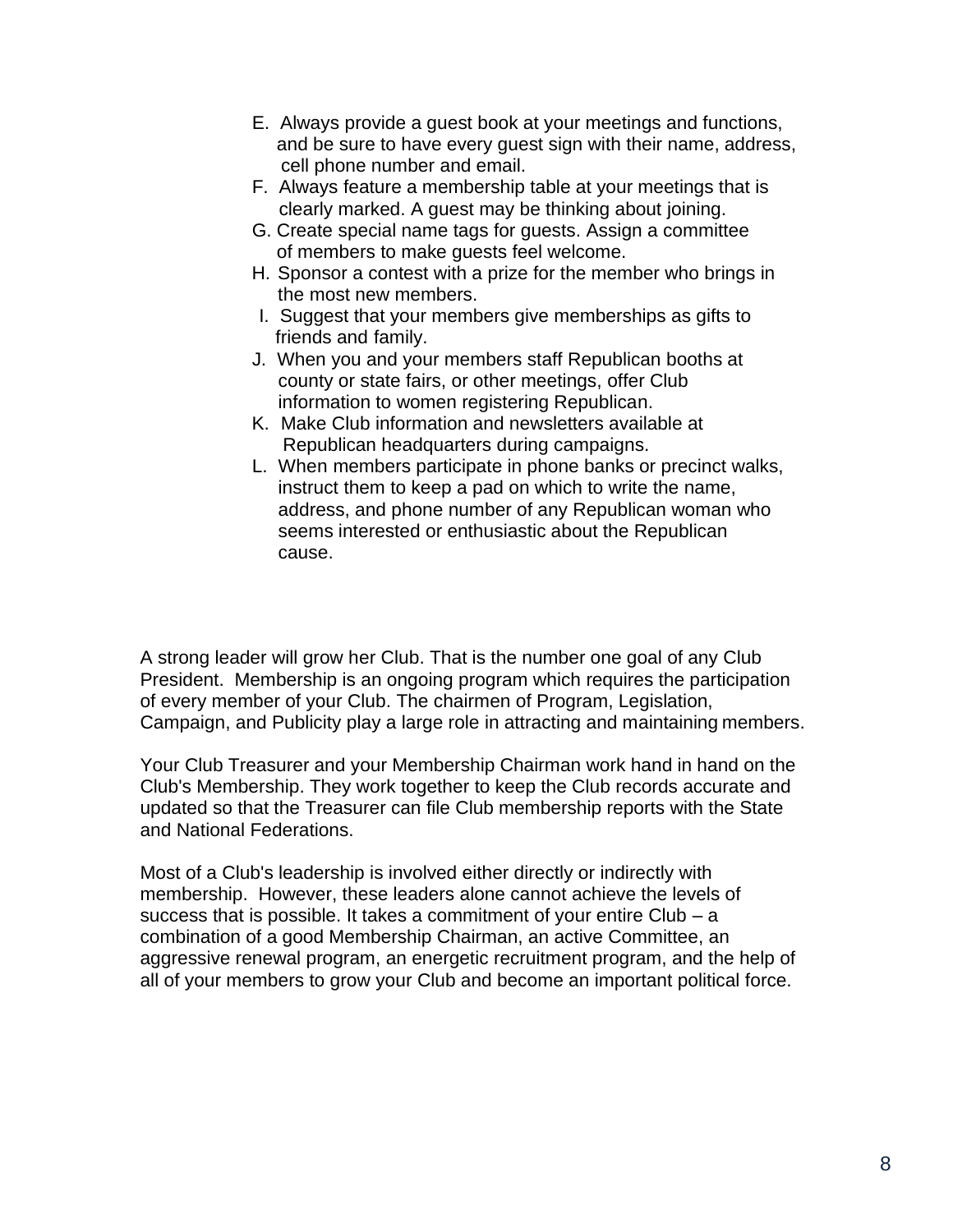E. Always provide a guest book at your meetings and functions, and be sure to have every guest sign with their name, address, cell phone number and email.
F. Always feature a membership table at your meetings that is clearly marked. A guest may be thinking about joining.
G. Create special name tags for guests. Assign a committee of members to make guests feel welcome.
H. Sponsor a contest with a prize for the member who brings in the most new members.
I. Suggest that your members give memberships as gifts to friends and family.
J. When you and your members staff Republican booths at county or state fairs, or other meetings, offer Club information to women registering Republican.
K. Make Club information and newsletters available at Republican headquarters during campaigns.
L. When members participate in phone banks or precinct walks, instruct them to keep a pad on which to write the name, address, and phone number of any Republican woman who seems interested or enthusiastic about the Republican cause.

A strong leader will grow her Club. That is the number one goal of any Club President. Membership is an ongoing program which requires the participation of every member of your Club. The chairmen of Program, Legislation, Campaign, and Publicity play a large role in attracting and maintaining members.

Your Club Treasurer and your Membership Chairman work hand in hand on the Club's Membership. They work together to keep the Club records accurate and updated so that the Treasurer can file Club membership reports with the State and National Federations.

Most of a Club's leadership is involved either directly or indirectly with membership. However, these leaders alone cannot achieve the levels of success that is possible. It takes a commitment of your entire Club – a combination of a good Membership Chairman, an active Committee, an aggressive renewal program, an energetic recruitment program, and the help of all of your members to grow your Club and become an important political force.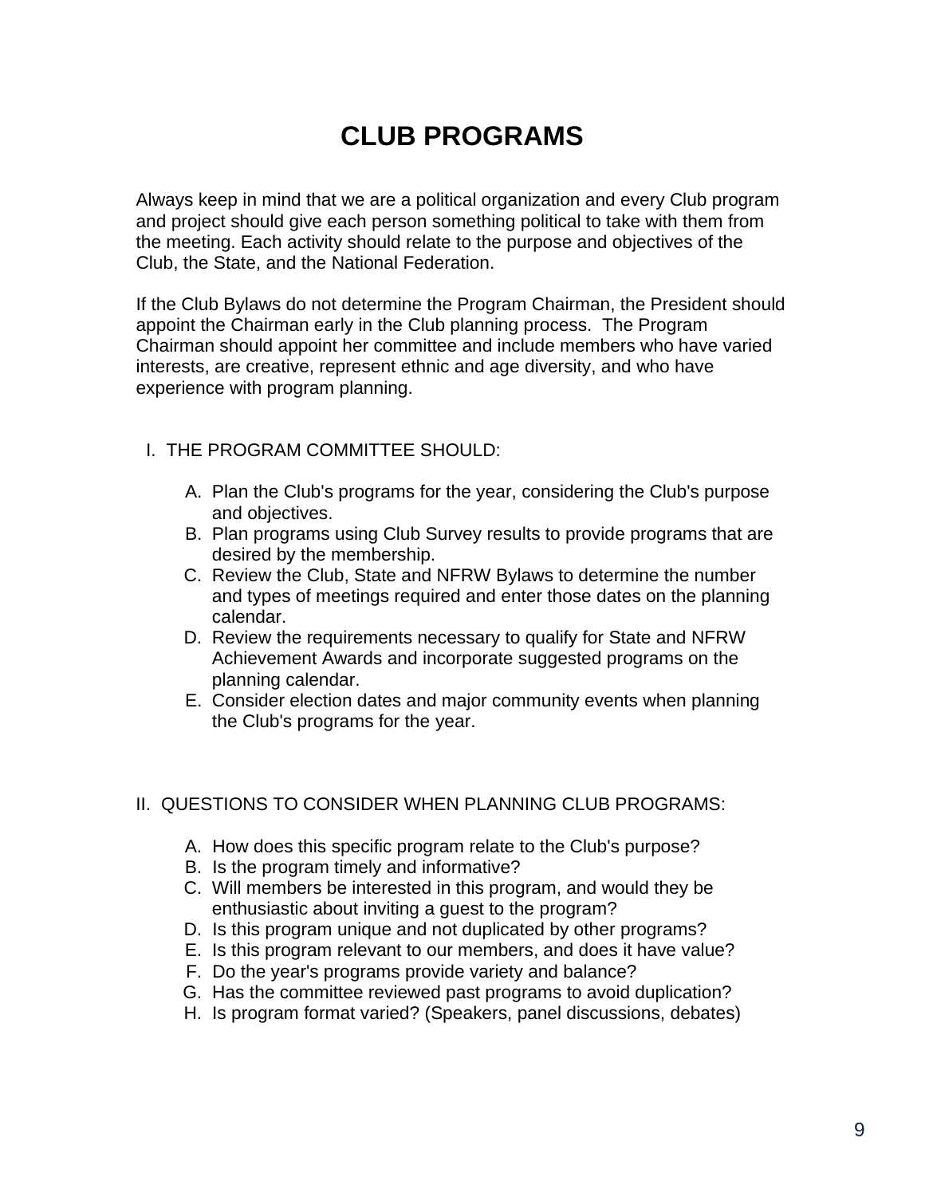# CLUB PROGRAMS

Always keep in mind that we are a political organization and every Club program and project should give each person something political to take with them from the meeting. Each activity should relate to the purpose and objectives of the Club, the State, and the National Federation.

If the Club Bylaws do not determine the Program Chairman, the President should appoint the Chairman early in the Club planning process. The Program Chairman should appoint her committee and include members who have varied interests, are creative, represent ethnic and age diversity, and who have experience with program planning.

I. THE PROGRAM COMMITTEE SHOULD:

A. Plan the Club's programs for the year, considering the Club's purpose and objectives.
B. Plan programs using Club Survey results to provide programs that are desired by the membership.
C. Review the Club, State and NFRW Bylaws to determine the number and types of meetings required and enter those dates on the planning calendar.
D. Review the requirements necessary to qualify for State and NFRW Achievement Awards and incorporate suggested programs on the planning calendar.
E. Consider election dates and major community events when planning the Club's programs for the year.

II. QUESTIONS TO CONSIDER WHEN PLANNING CLUB PROGRAMS:

A. How does this specific program relate to the Club's purpose?
B. Is the program timely and informative?
C. Will members be interested in this program, and would they be enthusiastic about inviting a guest to the program?
D. Is this program unique and not duplicated by other programs?
E. Is this program relevant to our members, and does it have value?
F. Do the year's programs provide variety and balance?
G. Has the committee reviewed past programs to avoid duplication?
H. Is program format varied? (Speakers, panel discussions, debates)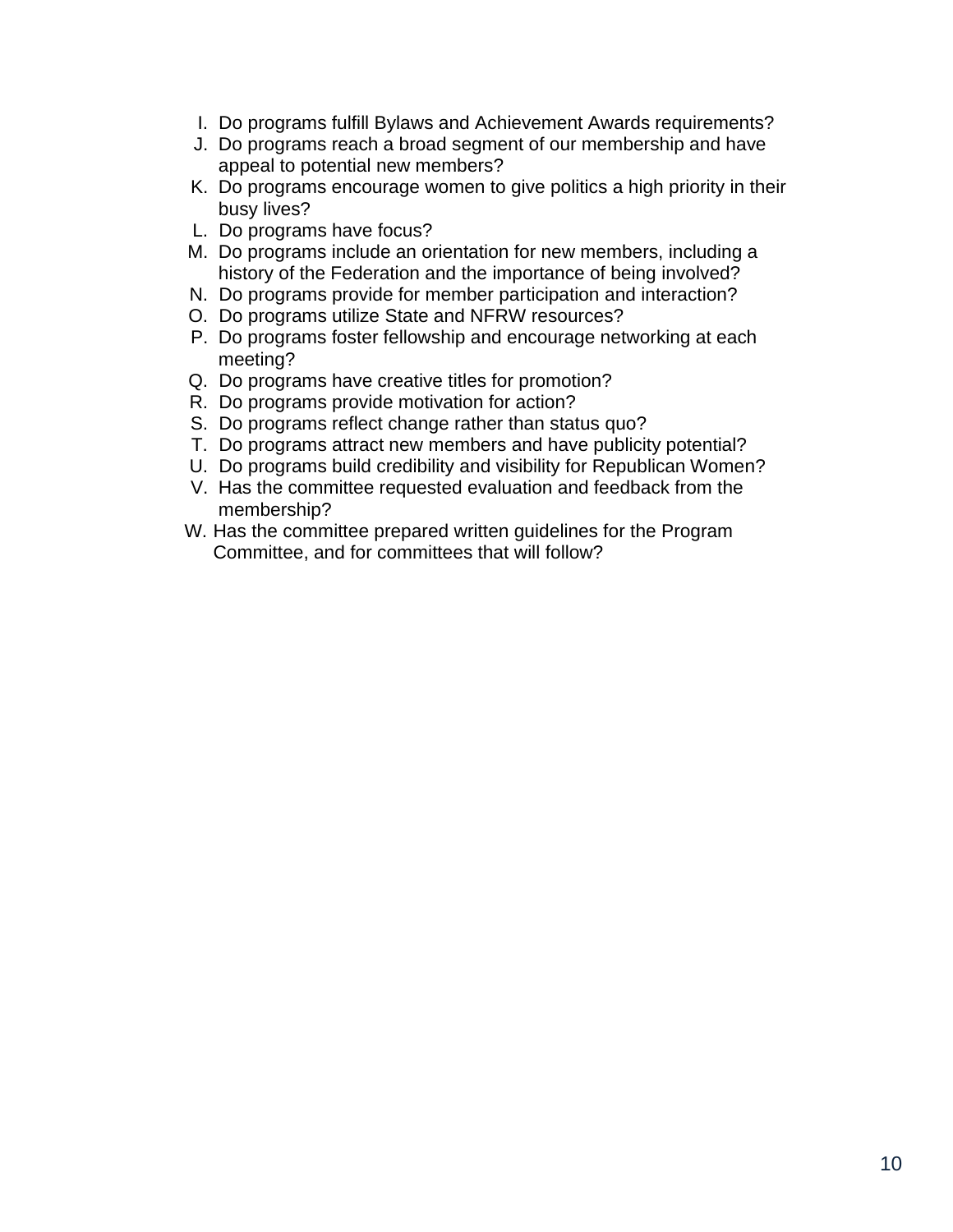I. Do programs fulfill Bylaws and Achievement Awards requirements?
J. Do programs reach a broad segment of our membership and have appeal to potential new members?
K. Do programs encourage women to give politics a high priority in their busy lives?
L. Do programs have focus?
M. Do programs include an orientation for new members, including a history of the Federation and the importance of being involved?
N. Do programs provide for member participation and interaction?
O. Do programs utilize State and NFRW resources?
P. Do programs foster fellowship and encourage networking at each meeting?
Q. Do programs have creative titles for promotion?
R. Do programs provide motivation for action?
S. Do programs reflect change rather than status quo?
T. Do programs attract new members and have publicity potential?
U. Do programs build credibility and visibility for Republican Women?
V. Has the committee requested evaluation and feedback from the membership?
W. Has the committee prepared written guidelines for the Program Committee, and for committees that will follow?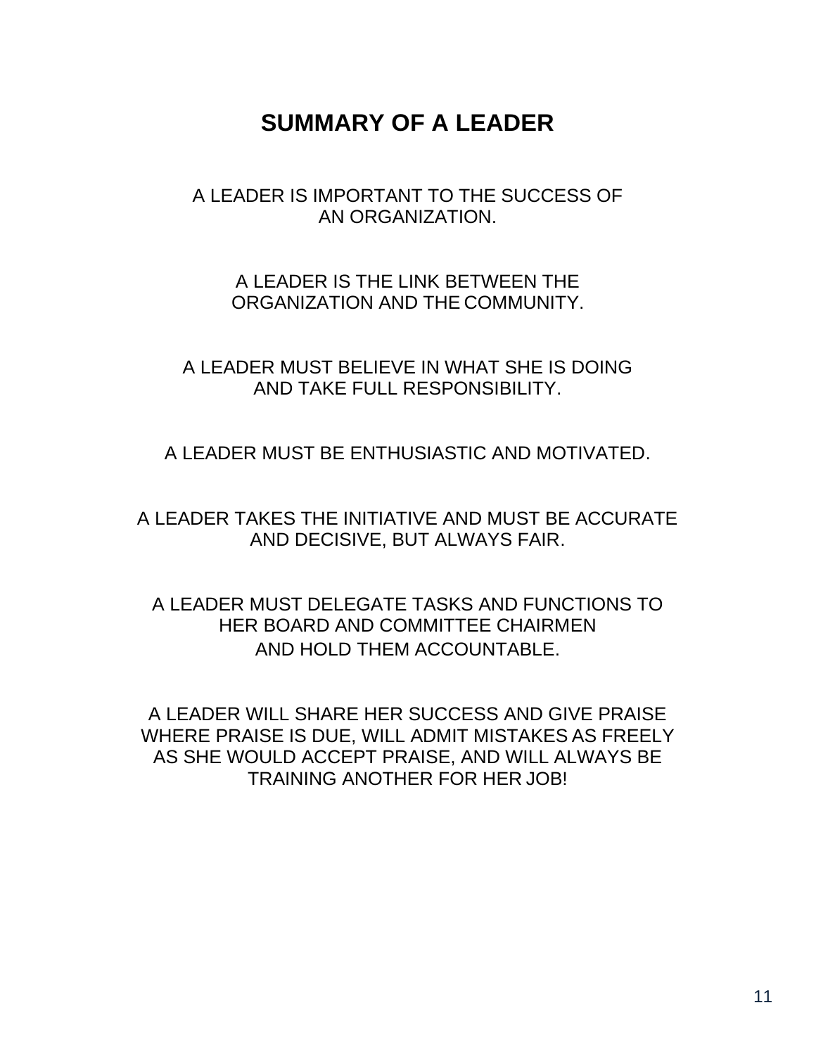# SUMMARY OF A LEADER

A LEADER IS IMPORTANT TO THE SUCCESS OF AN ORGANIZATION.

A LEADER IS THE LINK BETWEEN THE ORGANIZATION AND THE COMMUNITY.

A LEADER MUST BELIEVE IN WHAT SHE IS DOING AND TAKE FULL RESPONSIBILITY.

A LEADER MUST BE ENTHUSIASTIC AND MOTIVATED.

A LEADER TAKES THE INITIATIVE AND MUST BE ACCURATE AND DECISIVE, BUT ALWAYS FAIR.

A LEADER MUST DELEGATE TASKS AND FUNCTIONS TO HER BOARD AND COMMITTEE CHAIRMEN AND HOLD THEM ACCOUNTABLE.

A LEADER WILL SHARE HER SUCCESS AND GIVE PRAISE WHERE PRAISE IS DUE, WILL ADMIT MISTAKES AS FREELY AS SHE WOULD ACCEPT PRAISE, AND WILL ALWAYS BE TRAINING ANOTHER FOR HER JOB!